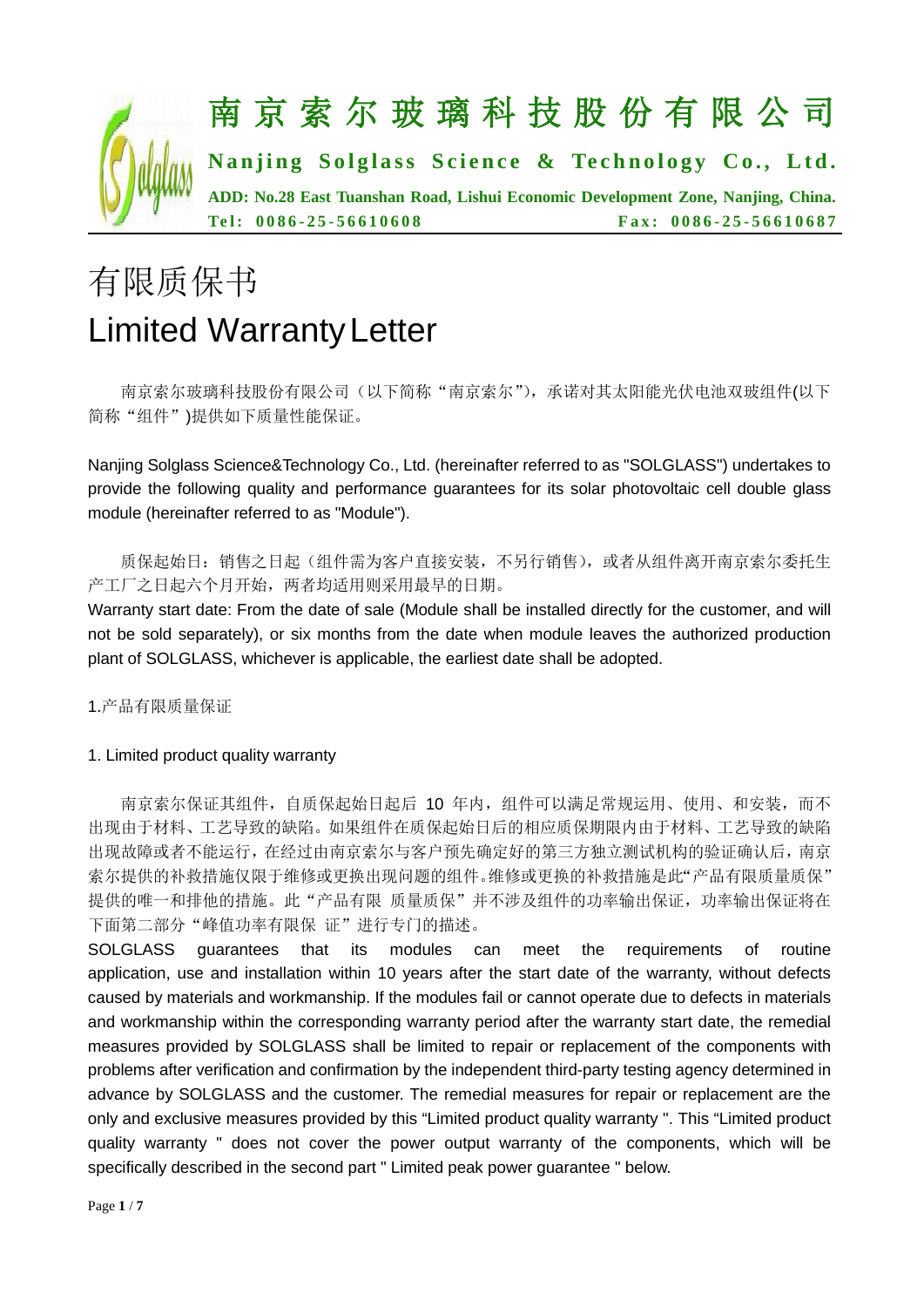# 南京索尔玻璃科技股份有限公司

**Nanjing Solglass Science & Technology Co., Ltd.**

**ADD: No.28 East Tuanshan Road, Lishui Economic Development Zone, Nanjing, China.**

**Tel: 0086-25-56610608　　Fax: 0086-25-56610687**

# 有限质保书

# Limited Warranty Letter

南京索尔玻璃科技股份有限公司（以下简称“南京索尔”），承诺对其太阳能光伏电池双玻组件(以下简称“组件”)提供如下质量性能保证。

Nanjing Solglass Science&Technology Co., Ltd. (hereinafter referred to as "SOLGLASS") undertakes to provide the following quality and performance guarantees for its solar photovoltaic cell double glass module (hereinafter referred to as "Module").

质保起始日：销售之日起（组件需为客户直接安装，不另行销售），或者从组件离开南京索尔委托生产工厂之日起六个月开始，两者均适用则采用最早的日期。

Warranty start date: From the date of sale (Module shall be installed directly for the customer, and will not be sold separately), or six months from the date when module leaves the authorized production plant of SOLGLASS, whichever is applicable, the earliest date shall be adopted.

## 1.产品有限质量保证

## 1. Limited product quality warranty

南京索尔保证其组件，自质保起始日起后 10 年内，组件可以满足常规运用、使用、和安装，而不出现由于材料、工艺导致的缺陷。如果组件在质保起始日后的相应质保期限内由于材料、工艺导致的缺陷出现故障或者不能运行，在经过由南京索尔与客户预先确定好的第三方独立测试机构的验证确认后，南京索尔提供的补救措施仅限于维修或更换出现问题的组件。维修或更换的补救措施是此“产品有限质量质保”提供的唯一和排他的措施。此“产品有限 质量质保”并不涉及组件的功率输出保证，功率输出保证将在下面第二部分“峰值功率有限保 证”进行专门的描述。

SOLGLASS guarantees that its modules can meet the requirements of routine application, use and installation within 10 years after the start date of the warranty, without defects caused by materials and workmanship. If the modules fail or cannot operate due to defects in materials and workmanship within the corresponding warranty period after the warranty start date, the remedial measures provided by SOLGLASS shall be limited to repair or replacement of the components with problems after verification and confirmation by the independent third-party testing agency determined in advance by SOLGLASS and the customer. The remedial measures for repair or replacement are the only and exclusive measures provided by this “Limited product quality warranty ". This “Limited product quality warranty " does not cover the power output warranty of the components, which will be specifically described in the second part " Limited peak power guarantee " below.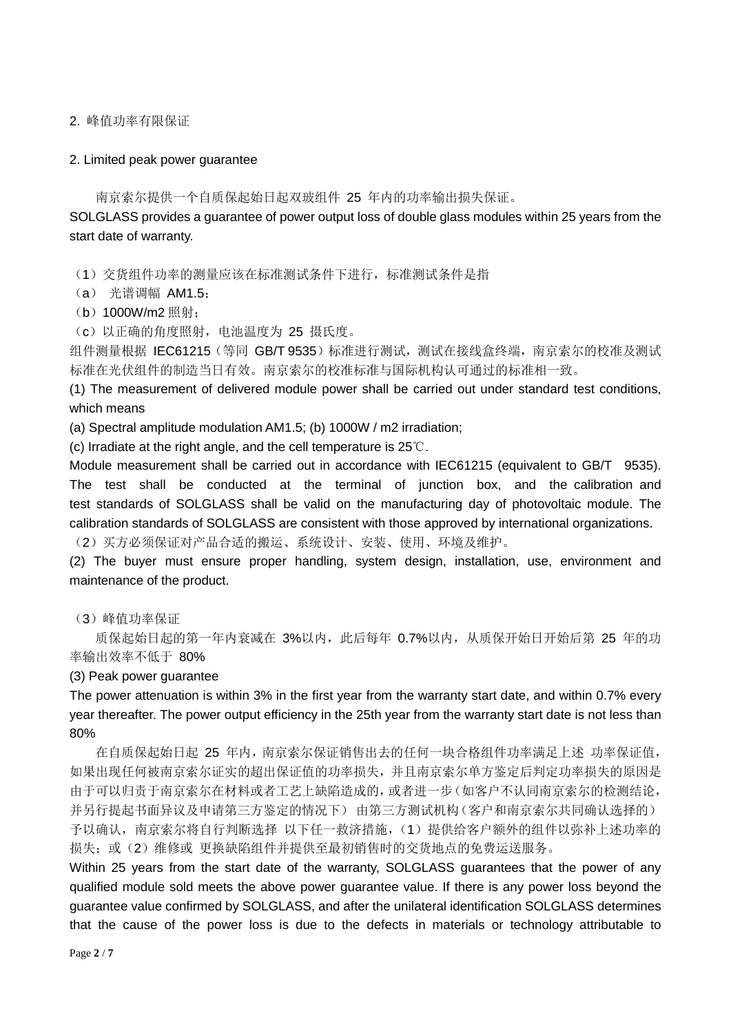2. 峰值功率有限保证

2. Limited peak power guarantee

南京索尔提供一个自质保起始日起双玻组件 25 年内的功率输出损失保证。

SOLGLASS provides a guarantee of power output loss of double glass modules within 25 years from the start date of warranty.

（1）交货组件功率的测量应该在标准测试条件下进行，标准测试条件是指

（a） 光谱调幅 AM1.5；

（b）1000W/m2 照射；

（c）以正确的角度照射，电池温度为 25 摄氏度。

组件测量根据 IEC61215（等同 GB/T 9535）标准进行测试，测试在接线盒终端，南京索尔的校准及测试标准在光伏组件的制造当日有效。南京索尔的校准标准与国际机构认可通过的标准相一致。

(1) The measurement of delivered module power shall be carried out under standard test conditions, which means

(a) Spectral amplitude modulation AM1.5; (b) 1000W / m2 irradiation;

(c) Irradiate at the right angle, and the cell temperature is 25℃.

Module measurement shall be carried out in accordance with IEC61215 (equivalent to GB/T 9535). The test shall be conducted at the terminal of junction box, and the calibration and test standards of SOLGLASS shall be valid on the manufacturing day of photovoltaic module. The calibration standards of SOLGLASS are consistent with those approved by international organizations.

（2）买方必须保证对产品合适的搬运、系统设计、安装、使用、环境及维护。

(2) The buyer must ensure proper handling, system design, installation, use, environment and maintenance of the product.

（3）峰值功率保证

质保起始日起的第一年内衰减在 3%以内，此后每年 0.7%以内，从质保开始日开始后第 25 年的功率输出效率不低于 80%

(3) Peak power guarantee

The power attenuation is within 3% in the first year from the warranty start date, and within 0.7% every year thereafter. The power output efficiency in the 25th year from the warranty start date is not less than 80%

在自质保起始日起 25 年内，南京索尔保证销售出去的任何一块合格组件功率满足上述 功率保证值，如果出现任何被南京索尔证实的超出保证值的功率损失，并且南京索尔单方鉴定后判定功率损失的原因是由于可以归责于南京索尔在材料或者工艺上缺陷造成的，或者进一步（如客户不认同南京索尔的检测结论，并另行提起书面异议及申请第三方鉴定的情况下） 由第三方测试机构（客户和南京索尔共同确认选择的）予以确认，南京索尔将自行判断选择 以下任一救济措施，（1）提供给客户额外的组件以弥补上述功率的损失；或（2）维修或 更换缺陷组件并提供至最初销售时的交货地点的免费运送服务。

Within 25 years from the start date of the warranty, SOLGLASS guarantees that the power of any qualified module sold meets the above power guarantee value. If there is any power loss beyond the guarantee value confirmed by SOLGLASS, and after the unilateral identification SOLGLASS determines that the cause of the power loss is due to the defects in materials or technology attributable to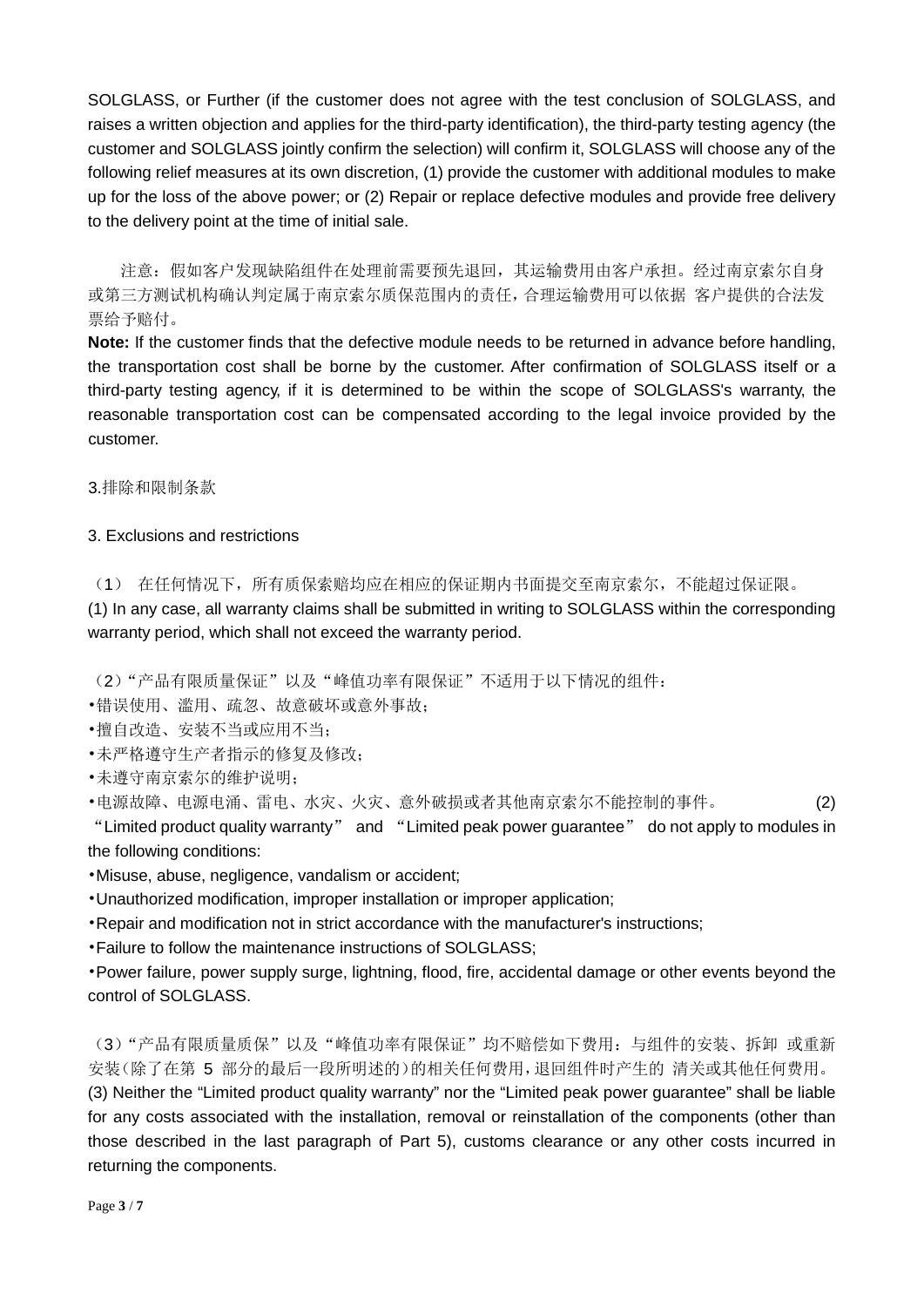SOLGLASS, or Further (if the customer does not agree with the test conclusion of SOLGLASS, and raises a written objection and applies for the third-party identification), the third-party testing agency (the customer and SOLGLASS jointly confirm the selection) will confirm it, SOLGLASS will choose any of the following relief measures at its own discretion, (1) provide the customer with additional modules to make up for the loss of the above power; or (2) Repair or replace defective modules and provide free delivery to the delivery point at the time of initial sale.

注意：假如客户发现缺陷组件在处理前需要预先退回，其运输费用由客户承担。经过南京索尔自身或第三方测试机构确认判定属于南京索尔质保范围内的责任，合理运输费用可以依据 客户提供的合法发票给予赔付。

**Note:** If the customer finds that the defective module needs to be returned in advance before handling, the transportation cost shall be borne by the customer. After confirmation of SOLGLASS itself or a third-party testing agency, if it is determined to be within the scope of SOLGLASS's warranty, the reasonable transportation cost can be compensated according to the legal invoice provided by the customer.

3.排除和限制条款

3. Exclusions and restrictions

（1） 在任何情况下，所有质保索赔均应在相应的保证期内书面提交至南京索尔，不能超过保证限。
(1) In any case, all warranty claims shall be submitted in writing to SOLGLASS within the corresponding warranty period, which shall not exceed the warranty period.

（2）“产品有限质量保证”以及“峰值功率有限保证”不适用于以下情况的组件：
•错误使用、滥用、疏忽、故意破坏或意外事故；
•擅自改造、安装不当或应用不当；
•未严格遵守生产者指示的修复及修改；
•未遵守南京索尔的维护说明；
•电源故障、电源电涌、雷电、水灾、火灾、意外破损或者其他南京索尔不能控制的事件。

(2) “Limited product quality warranty” and “Limited peak power guarantee” do not apply to modules in the following conditions:
•Misuse, abuse, negligence, vandalism or accident;
•Unauthorized modification, improper installation or improper application;
•Repair and modification not in strict accordance with the manufacturer's instructions;
•Failure to follow the maintenance instructions of SOLGLASS;
•Power failure, power supply surge, lightning, flood, fire, accidental damage or other events beyond the control of SOLGLASS.

（3）“产品有限质量质保”以及“峰值功率有限保证”均不赔偿如下费用：与组件的安装、拆卸 或重新安装(除了在第 5 部分的最后一段所明述的)的相关任何费用，退回组件时产生的 清关或其他任何费用。
(3) Neither the “Limited product quality warranty” nor the “Limited peak power guarantee” shall be liable for any costs associated with the installation, removal or reinstallation of the components (other than those described in the last paragraph of Part 5), customs clearance or any other costs incurred in returning the components.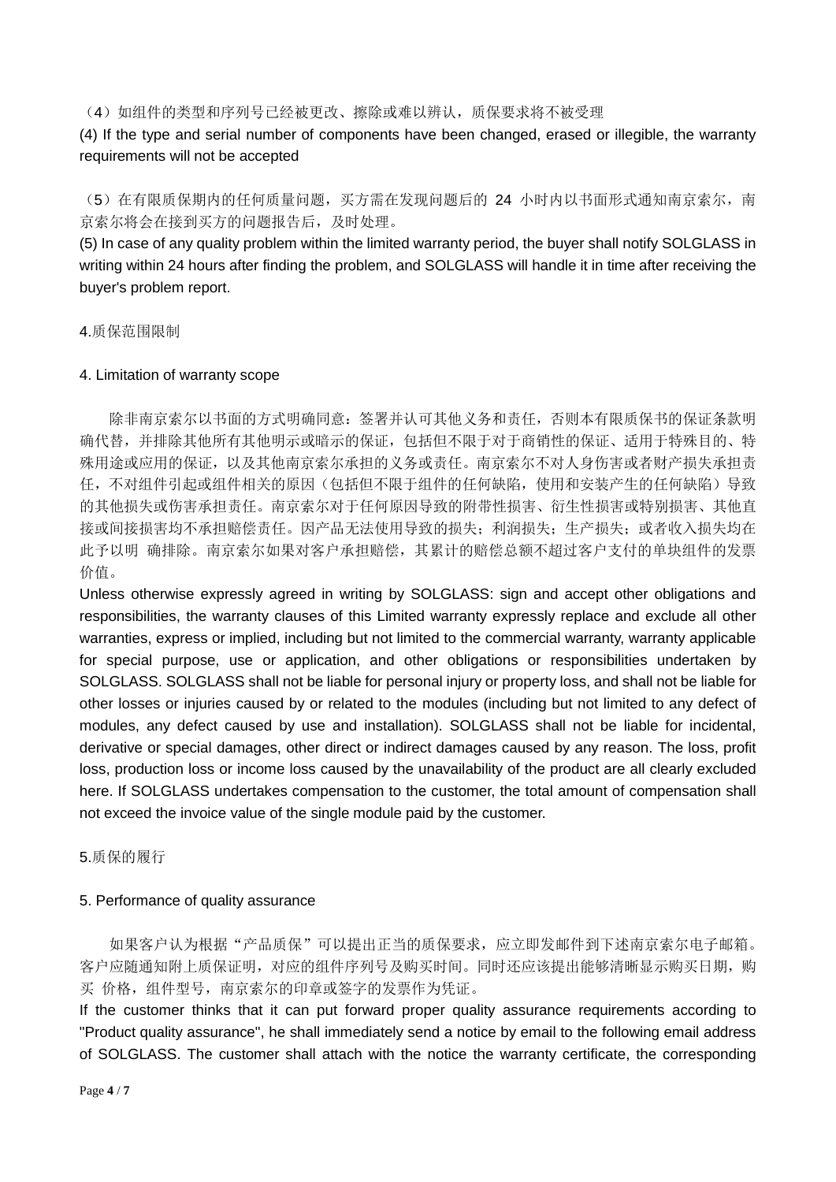（4）如组件的类型和序列号已经被更改、擦除或难以辨认，质保要求将不被受理

(4) If the type and serial number of components have been changed, erased or illegible, the warranty requirements will not be accepted

（5）在有限质保期内的任何质量问题，买方需在发现问题后的 24 小时内以书面形式通知南京索尔，南京索尔将会在接到买方的问题报告后，及时处理。

(5) In case of any quality problem within the limited warranty period, the buyer shall notify SOLGLASS in writing within 24 hours after finding the problem, and SOLGLASS will handle it in time after receiving the buyer's problem report.

4.质保范围限制

4. Limitation of warranty scope

除非南京索尔以书面的方式明确同意：签署并认可其他义务和责任，否则本有限质保书的保证条款明确代替，并排除其他所有其他明示或暗示的保证，包括但不限于对于商销性的保证、适用于特殊目的、特殊用途或应用的保证，以及其他南京索尔承担的义务或责任。南京索尔不对人身伤害或者财产损失承担责任，不对组件引起或组件相关的原因（包括但不限于组件的任何缺陷，使用和安装产生的任何缺陷）导致的其他损失或伤害承担责任。南京索尔对于任何原因导致的附带性损害、衍生性损害或特别损害、其他直接或间接损害均不承担赔偿责任。因产品无法使用导致的损失；利润损失；生产损失；或者收入损失均在此予以明 确排除。南京索尔如果对客户承担赔偿，其累计的赔偿总额不超过客户支付的单块组件的发票价值。

Unless otherwise expressly agreed in writing by SOLGLASS: sign and accept other obligations and responsibilities, the warranty clauses of this Limited warranty expressly replace and exclude all other warranties, express or implied, including but not limited to the commercial warranty, warranty applicable for special purpose, use or application, and other obligations or responsibilities undertaken by SOLGLASS. SOLGLASS shall not be liable for personal injury or property loss, and shall not be liable for other losses or injuries caused by or related to the modules (including but not limited to any defect of modules, any defect caused by use and installation). SOLGLASS shall not be liable for incidental, derivative or special damages, other direct or indirect damages caused by any reason. The loss, profit loss, production loss or income loss caused by the unavailability of the product are all clearly excluded here. If SOLGLASS undertakes compensation to the customer, the total amount of compensation shall not exceed the invoice value of the single module paid by the customer.

5.质保的履行

5. Performance of quality assurance

如果客户认为根据“产品质保”可以提出正当的质保要求，应立即发邮件到下述南京索尔电子邮箱。客户应随通知附上质保证明，对应的组件序列号及购买时间。同时还应该提出能够清晰显示购买日期，购买 价格，组件型号，南京索尔的印章或签字的发票作为凭证。

If the customer thinks that it can put forward proper quality assurance requirements according to "Product quality assurance", he shall immediately send a notice by email to the following email address of SOLGLASS. The customer shall attach with the notice the warranty certificate, the corresponding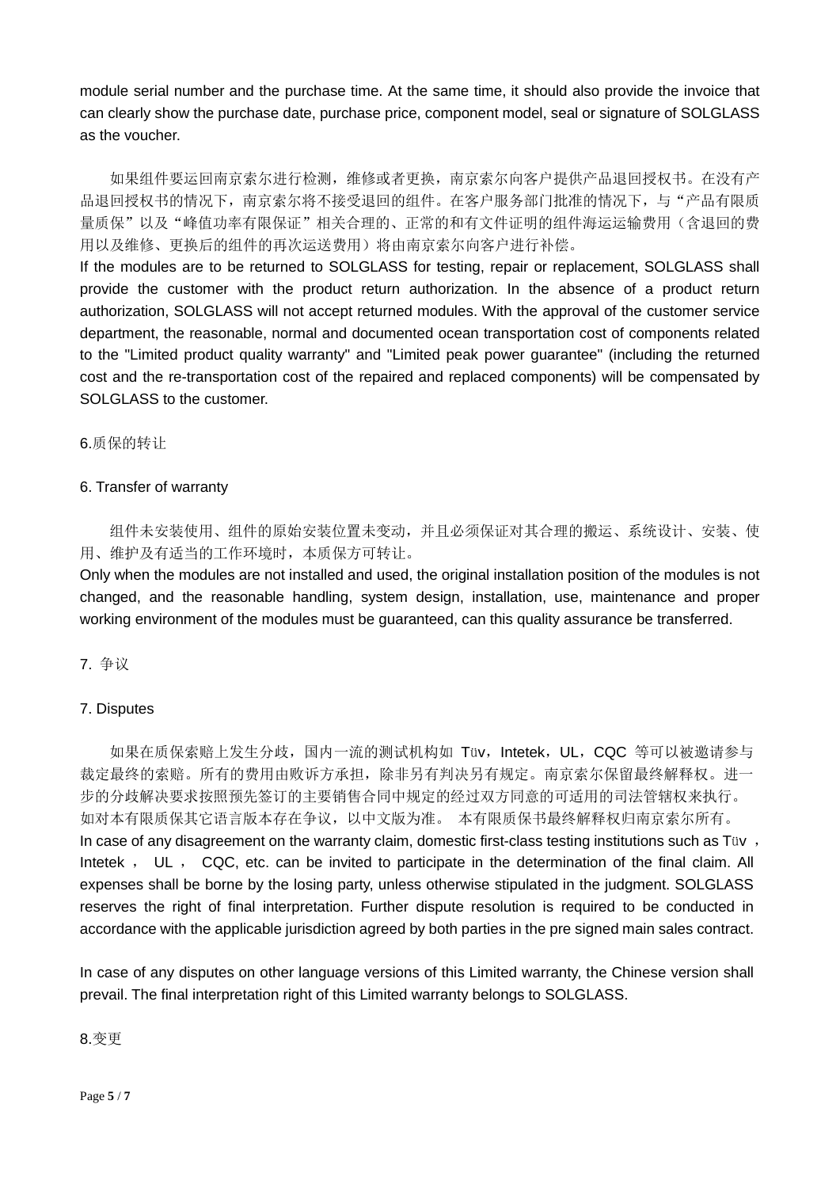module serial number and the purchase time. At the same time, it should also provide the invoice that can clearly show the purchase date, purchase price, component model, seal or signature of SOLGLASS as the voucher.

如果组件要运回南京索尔进行检测，维修或者更换，南京索尔向客户提供产品退回授权书。在没有产品退回授权书的情况下，南京索尔将不接受退回的组件。在客户服务部门批准的情况下，与“产品有限质量质保”以及“峰值功率有限保证”相关合理的、正常的和有文件证明的组件海运运输费用（含退回的费用以及维修、更换后的组件的再次运送费用）将由南京索尔向客户进行补偿。

If the modules are to be returned to SOLGLASS for testing, repair or replacement, SOLGLASS shall provide the customer with the product return authorization. In the absence of a product return authorization, SOLGLASS will not accept returned modules. With the approval of the customer service department, the reasonable, normal and documented ocean transportation cost of components related to the "Limited product quality warranty" and "Limited peak power guarantee" (including the returned cost and the re-transportation cost of the repaired and replaced components) will be compensated by SOLGLASS to the customer.

## 6.质保的转让

## 6. Transfer of warranty

组件未安装使用、组件的原始安装位置未变动，并且必须保证对其合理的搬运、系统设计、安装、使用、维护及有适当的工作环境时，本质保方可转让。

Only when the modules are not installed and used, the original installation position of the modules is not changed, and the reasonable handling, system design, installation, use, maintenance and proper working environment of the modules must be guaranteed, can this quality assurance be transferred.

## 7. 争议

## 7. Disputes

如果在质保索赔上发生分歧，国内一流的测试机构如 Tüv，Intetek，UL，CQC 等可以被邀请参与裁定最终的索赔。所有的费用由败诉方承担，除非另有判决另有规定。南京索尔保留最终解释权。进一步的分歧解决要求按照预先签订的主要销售合同中规定的经过双方同意的可适用的司法管辖权来执行。如对本有限质保其它语言版本存在争议，以中文版为准。 本有限质保书最终解释权归南京索尔所有。

In case of any disagreement on the warranty claim, domestic first-class testing institutions such as Tüv，Intetek， UL， CQC, etc. can be invited to participate in the determination of the final claim. All expenses shall be borne by the losing party, unless otherwise stipulated in the judgment. SOLGLASS reserves the right of final interpretation. Further dispute resolution is required to be conducted in accordance with the applicable jurisdiction agreed by both parties in the pre signed main sales contract.

In case of any disputes on other language versions of this Limited warranty, the Chinese version shall prevail. The final interpretation right of this Limited warranty belongs to SOLGLASS.

## 8.变更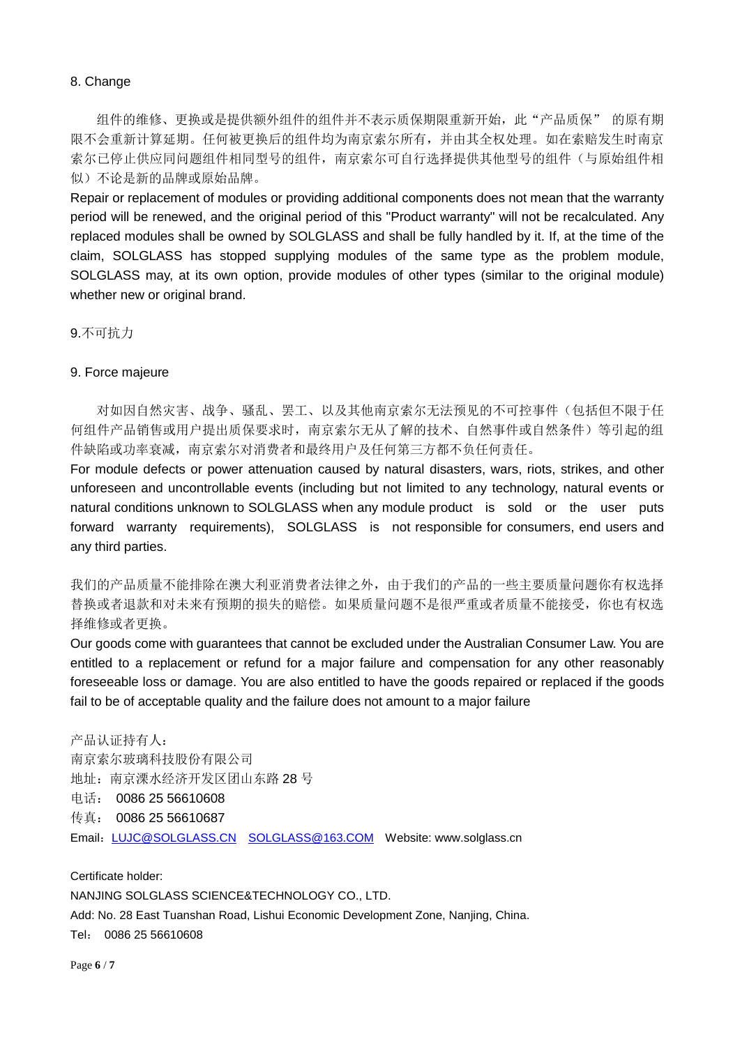## 8. Change

组件的维修、更换或是提供额外组件的组件并不表示质保期限重新开始，此“产品质保” 的原有期限不会重新计算延期。任何被更换后的组件均为南京索尔所有，并由其全权处理。如在索赔发生时南京索尔已停止供应同问题组件相同型号的组件，南京索尔可自行选择提供其他型号的组件（与原始组件相似）不论是新的品牌或原始品牌。

Repair or replacement of modules or providing additional components does not mean that the warranty period will be renewed, and the original period of this "Product warranty" will not be recalculated. Any replaced modules shall be owned by SOLGLASS and shall be fully handled by it. If, at the time of the claim, SOLGLASS has stopped supplying modules of the same type as the problem module, SOLGLASS may, at its own option, provide modules of other types (similar to the original module) whether new or original brand.

## 9.不可抗力

## 9. Force majeure

对如因自然灾害、战争、骚乱、罢工、以及其他南京索尔无法预见的不可控事件（包括但不限于任何组件产品销售或用户提出质保要求时，南京索尔无从了解的技术、自然事件或自然条件）等引起的组件缺陷或功率衰减，南京索尔对消费者和最终用户及任何第三方都不负任何责任。

For module defects or power attenuation caused by natural disasters, wars, riots, strikes, and other unforeseen and uncontrollable events (including but not limited to any technology, natural events or natural conditions unknown to SOLGLASS when any module product is sold or the user puts forward warranty requirements), SOLGLASS is not responsible for consumers, end users and any third parties.

我们的产品质量不能排除在澳大利亚消费者法律之外，由于我们的产品的一些主要质量问题你有权选择替换或者退款和对未来有预期的损失的赔偿。如果质量问题不是很严重或者质量不能接受，你也有权选择维修或者更换。

Our goods come with guarantees that cannot be excluded under the Australian Consumer Law. You are entitled to a replacement or refund for a major failure and compensation for any other reasonably foreseeable loss or damage. You are also entitled to have the goods repaired or replaced if the goods fail to be of acceptable quality and the failure does not amount to a major failure

产品认证持有人：
南京索尔玻璃科技股份有限公司
地址：南京溧水经济开发区团山东路 28 号
电话： 0086 25 56610608
传真： 0086 25 56610687
Email：LUJC@SOLGLASS.CN SOLGLASS@163.COM Website: www.solglass.cn

Certificate holder:
NANJING SOLGLASS SCIENCE&TECHNOLOGY CO., LTD.
Add: No. 28 East Tuanshan Road, Lishui Economic Development Zone, Nanjing, China.
Tel： 0086 25 56610608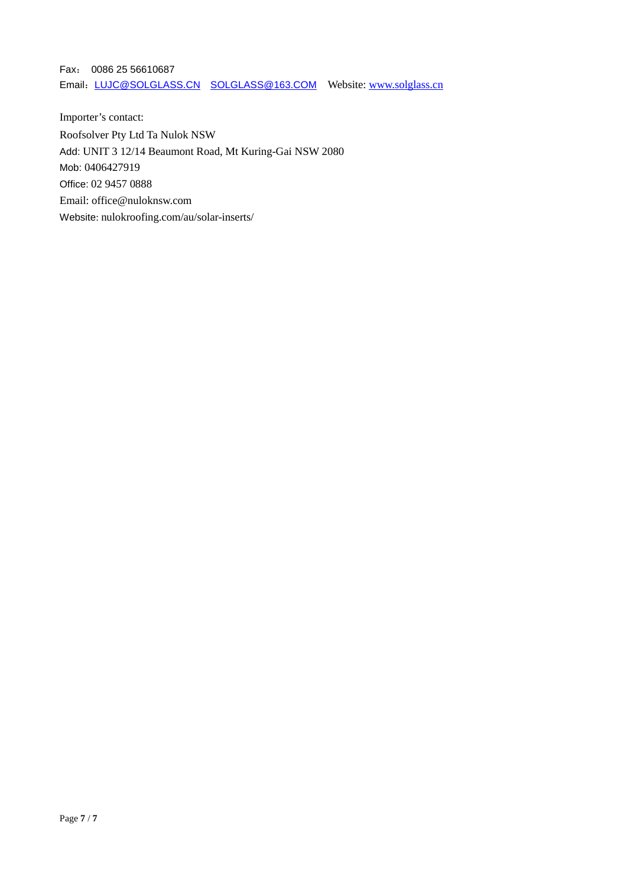Fax： 0086 25 56610687

Email：LUJC@SOLGLASS.CN  SOLGLASS@163.COM  Website: www.solglass.cn

Importer's contact:

Roofsolver Pty Ltd Ta Nulok NSW

Add: UNIT 3 12/14 Beaumont Road, Mt Kuring-Gai NSW 2080

Mob: 0406427919

Office: 02 9457 0888

Email: office@nuloknsw.com

Website: nulokroofing.com/au/solar-inserts/